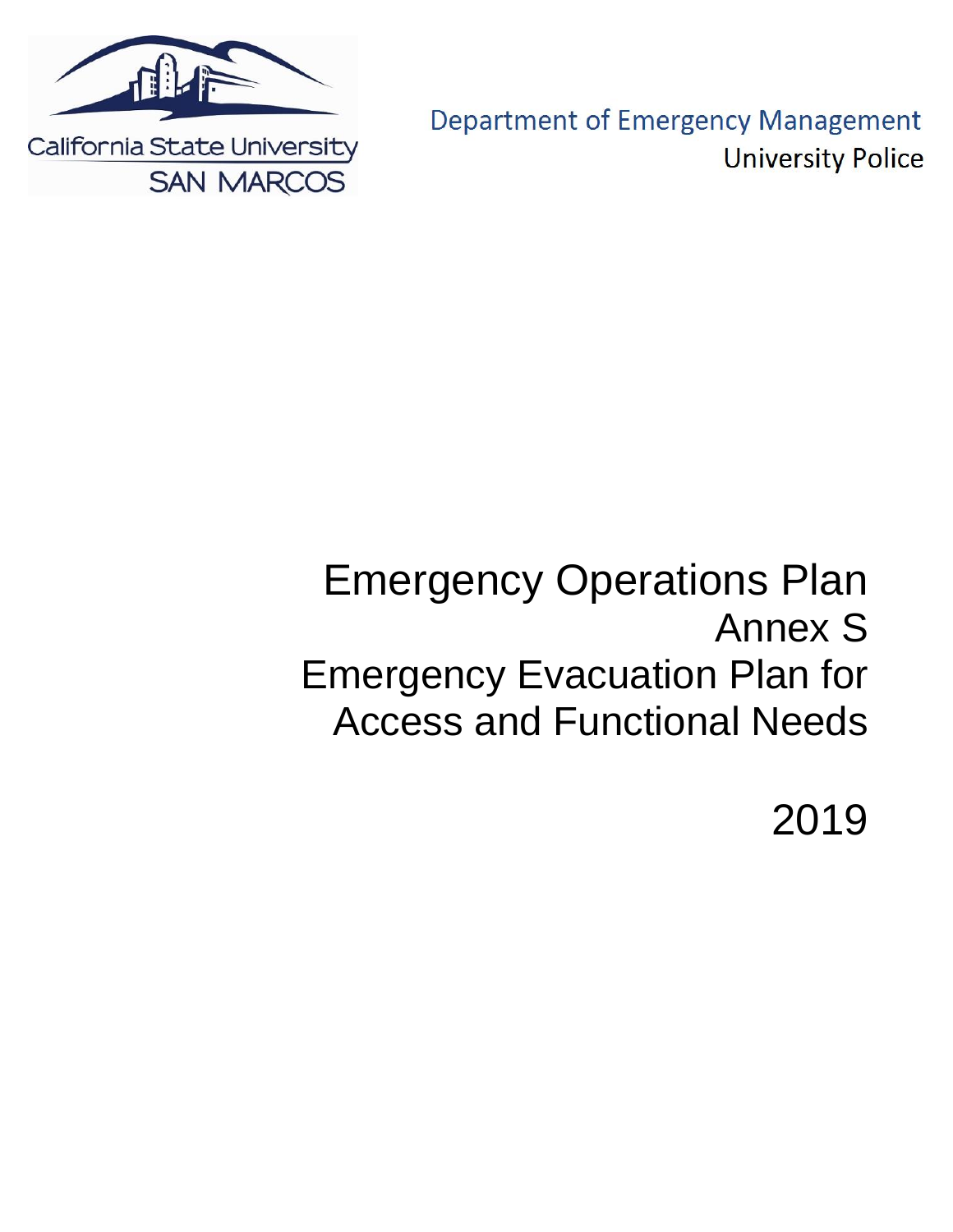California State University
SAN MARCOS

Department of Emergency Management
University Police

# Emergency Operations Plan
# Annex S
# Emergency Evacuation Plan for Access and Functional Needs

2019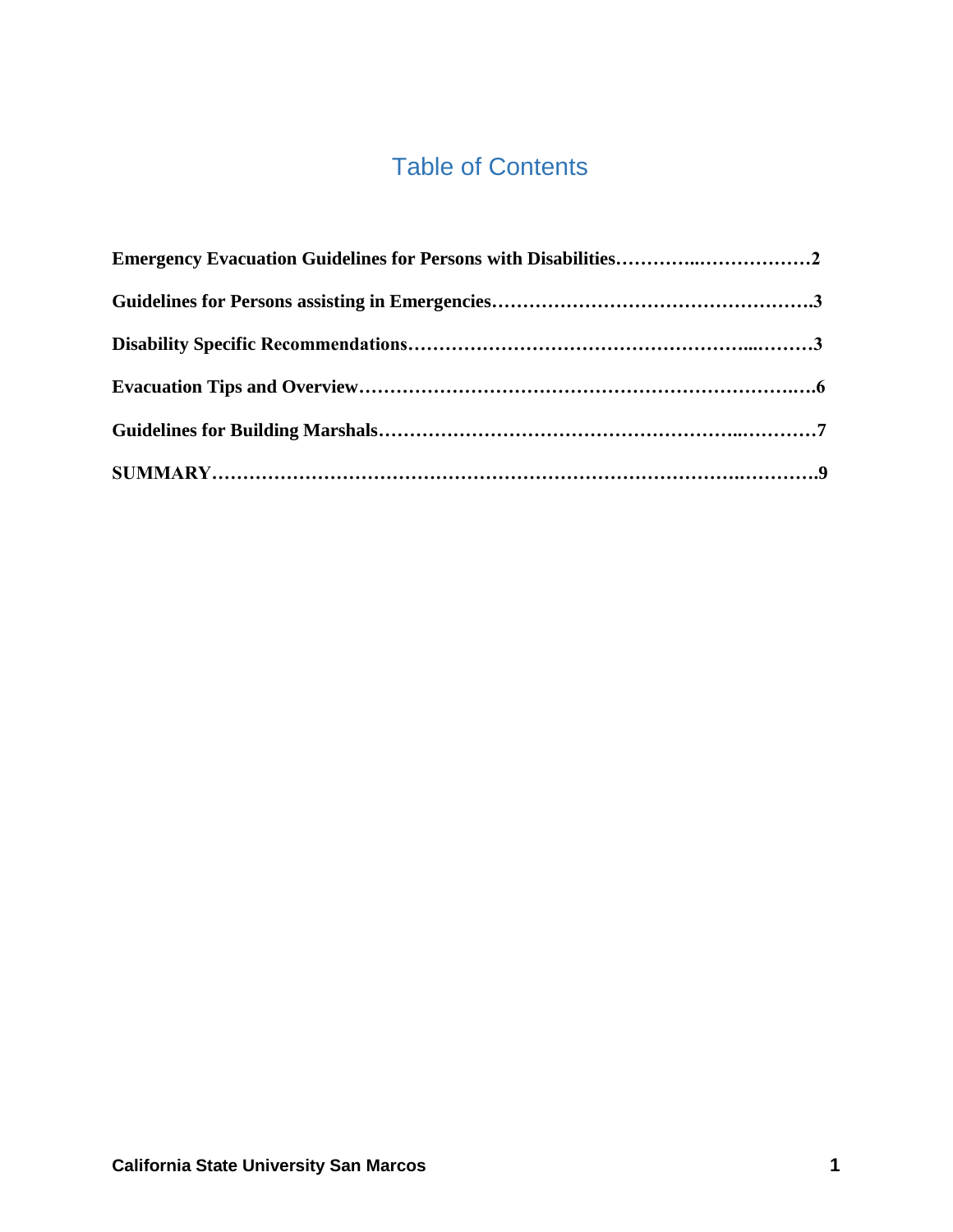# Table of Contents

**Emergency Evacuation Guidelines for Persons with Disabilities…………..………………2**

**Guidelines for Persons assisting in Emergencies…………………………………………….3**

**Disability Specific Recommendations…………………………………………...………3**

**Evacuation Tips and Overview…………………………………………………………….6**

**Guidelines for Building Marshals……………………………………………..…………7**

**SUMMARY………………………………………………………………………..………….9**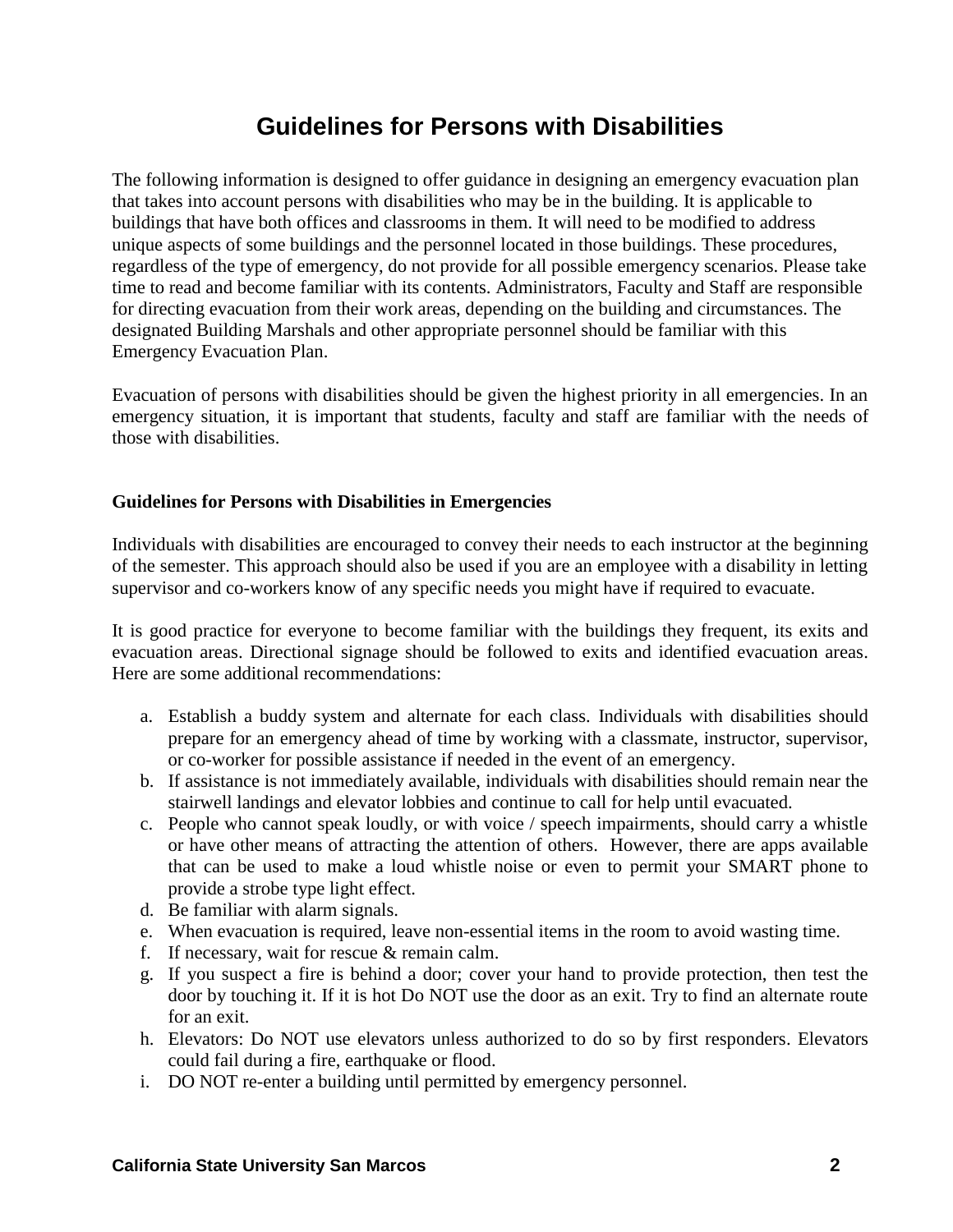# Guidelines for Persons with Disabilities

The following information is designed to offer guidance in designing an emergency evacuation plan that takes into account persons with disabilities who may be in the building. It is applicable to buildings that have both offices and classrooms in them. It will need to be modified to address unique aspects of some buildings and the personnel located in those buildings. These procedures, regardless of the type of emergency, do not provide for all possible emergency scenarios. Please take time to read and become familiar with its contents. Administrators, Faculty and Staff are responsible for directing evacuation from their work areas, depending on the building and circumstances. The designated Building Marshals and other appropriate personnel should be familiar with this Emergency Evacuation Plan.

Evacuation of persons with disabilities should be given the highest priority in all emergencies. In an emergency situation, it is important that students, faculty and staff are familiar with the needs of those with disabilities.

### Guidelines for Persons with Disabilities in Emergencies

Individuals with disabilities are encouraged to convey their needs to each instructor at the beginning of the semester. This approach should also be used if you are an employee with a disability in letting supervisor and co-workers know of any specific needs you might have if required to evacuate.

It is good practice for everyone to become familiar with the buildings they frequent, its exits and evacuation areas. Directional signage should be followed to exits and identified evacuation areas. Here are some additional recommendations:

a. Establish a buddy system and alternate for each class. Individuals with disabilities should prepare for an emergency ahead of time by working with a classmate, instructor, supervisor, or co-worker for possible assistance if needed in the event of an emergency.
b. If assistance is not immediately available, individuals with disabilities should remain near the stairwell landings and elevator lobbies and continue to call for help until evacuated.
c. People who cannot speak loudly, or with voice / speech impairments, should carry a whistle or have other means of attracting the attention of others. However, there are apps available that can be used to make a loud whistle noise or even to permit your SMART phone to provide a strobe type light effect.
d. Be familiar with alarm signals.
e. When evacuation is required, leave non-essential items in the room to avoid wasting time.
f. If necessary, wait for rescue & remain calm.
g. If you suspect a fire is behind a door; cover your hand to provide protection, then test the door by touching it. If it is hot Do NOT use the door as an exit. Try to find an alternate route for an exit.
h. Elevators: Do NOT use elevators unless authorized to do so by first responders. Elevators could fail during a fire, earthquake or flood.
i. DO NOT re-enter a building until permitted by emergency personnel.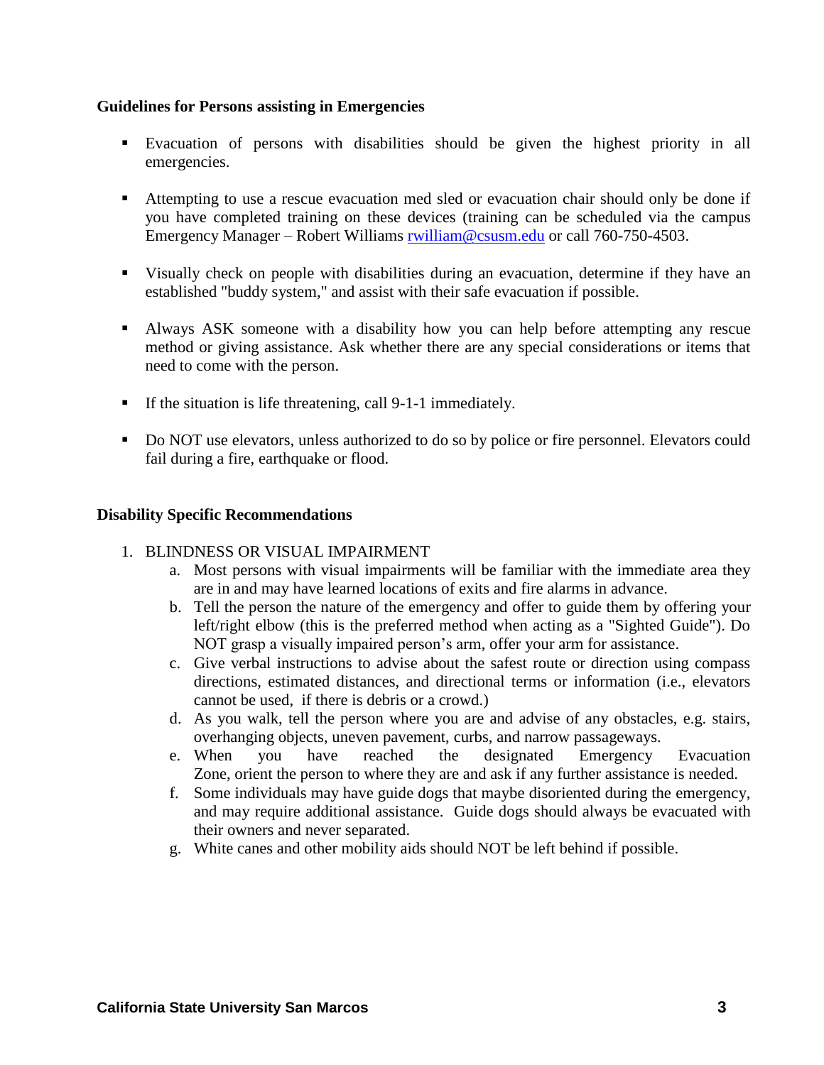**Guidelines for Persons assisting in Emergencies**

- Evacuation of persons with disabilities should be given the highest priority in all emergencies.
- Attempting to use a rescue evacuation med sled or evacuation chair should only be done if you have completed training on these devices (training can be scheduled via the campus Emergency Manager – Robert Williams [rwilliam@csusm.edu](mailto:rwilliam@csusm.edu) or call 760-750-4503.
- Visually check on people with disabilities during an evacuation, determine if they have an established "buddy system," and assist with their safe evacuation if possible.
- Always ASK someone with a disability how you can help before attempting any rescue method or giving assistance. Ask whether there are any special considerations or items that need to come with the person.
- If the situation is life threatening, call 9-1-1 immediately.
- Do NOT use elevators, unless authorized to do so by police or fire personnel. Elevators could fail during a fire, earthquake or flood.

**Disability Specific Recommendations**

1. BLINDNESS OR VISUAL IMPAIRMENT
   a. Most persons with visual impairments will be familiar with the immediate area they are in and may have learned locations of exits and fire alarms in advance.
   b. Tell the person the nature of the emergency and offer to guide them by offering your left/right elbow (this is the preferred method when acting as a "Sighted Guide"). Do NOT grasp a visually impaired person's arm, offer your arm for assistance.
   c. Give verbal instructions to advise about the safest route or direction using compass directions, estimated distances, and directional terms or information (i.e., elevators cannot be used, if there is debris or a crowd.)
   d. As you walk, tell the person where you are and advise of any obstacles, e.g. stairs, overhanging objects, uneven pavement, curbs, and narrow passageways.
   e. When you have reached the designated Emergency Evacuation Zone, orient the person to where they are and ask if any further assistance is needed.
   f. Some individuals may have guide dogs that maybe disoriented during the emergency, and may require additional assistance. Guide dogs should always be evacuated with their owners and never separated.
   g. White canes and other mobility aids should NOT be left behind if possible.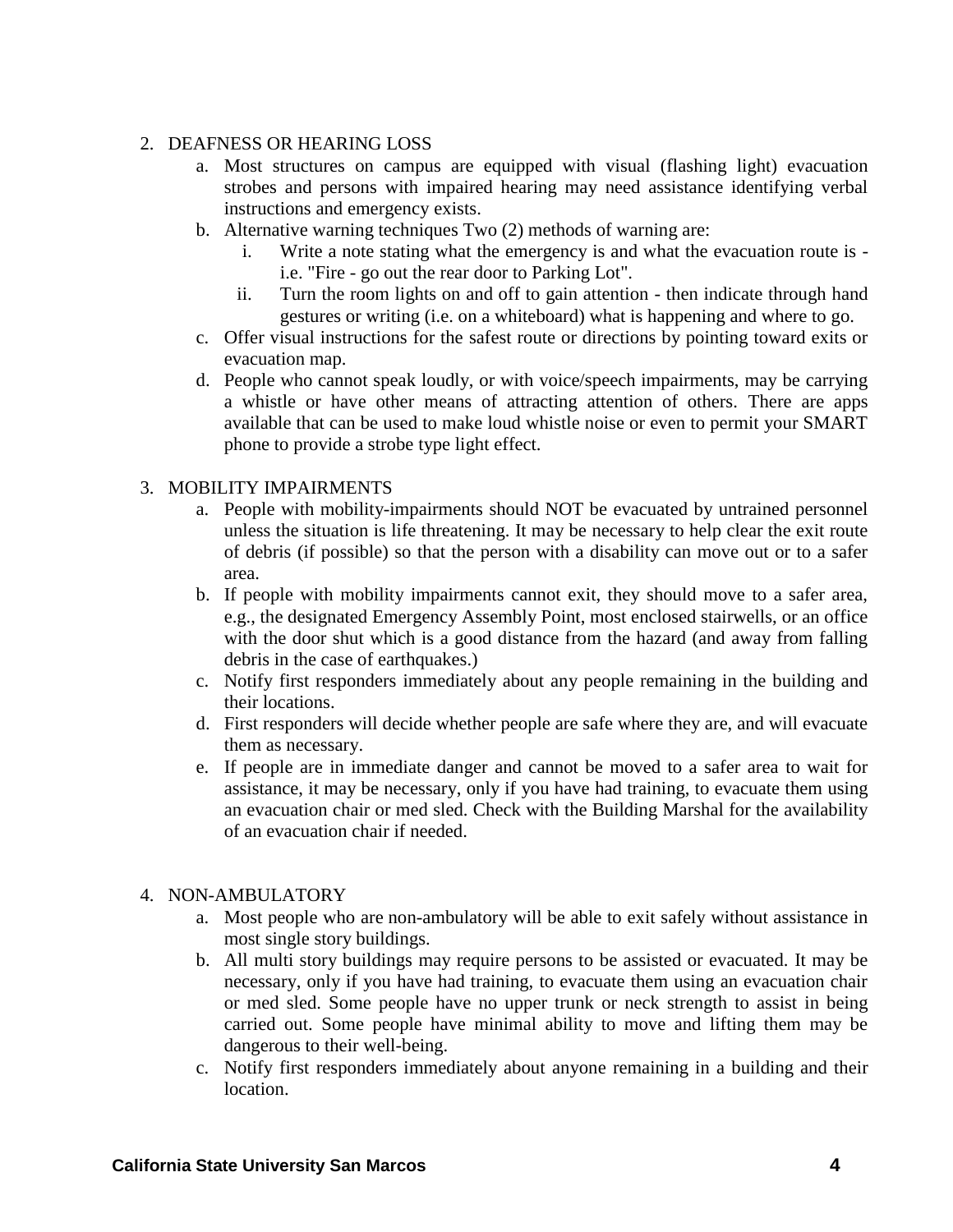2. DEAFNESS OR HEARING LOSS
    a. Most structures on campus are equipped with visual (flashing light) evacuation strobes and persons with impaired hearing may need assistance identifying verbal instructions and emergency exists.
    b. Alternative warning techniques Two (2) methods of warning are:
        i. Write a note stating what the emergency is and what the evacuation route is - i.e. "Fire - go out the rear door to Parking Lot".
        ii. Turn the room lights on and off to gain attention - then indicate through hand gestures or writing (i.e. on a whiteboard) what is happening and where to go.
    c. Offer visual instructions for the safest route or directions by pointing toward exits or evacuation map.
    d. People who cannot speak loudly, or with voice/speech impairments, may be carrying a whistle or have other means of attracting attention of others. There are apps available that can be used to make loud whistle noise or even to permit your SMART phone to provide a strobe type light effect.

3. MOBILITY IMPAIRMENTS
    a. People with mobility-impairments should NOT be evacuated by untrained personnel unless the situation is life threatening. It may be necessary to help clear the exit route of debris (if possible) so that the person with a disability can move out or to a safer area.
    b. If people with mobility impairments cannot exit, they should move to a safer area, e.g., the designated Emergency Assembly Point, most enclosed stairwells, or an office with the door shut which is a good distance from the hazard (and away from falling debris in the case of earthquakes.)
    c. Notify first responders immediately about any people remaining in the building and their locations.
    d. First responders will decide whether people are safe where they are, and will evacuate them as necessary.
    e. If people are in immediate danger and cannot be moved to a safer area to wait for assistance, it may be necessary, only if you have had training, to evacuate them using an evacuation chair or med sled. Check with the Building Marshal for the availability of an evacuation chair if needed.

4. NON-AMBULATORY
    a. Most people who are non-ambulatory will be able to exit safely without assistance in most single story buildings.
    b. All multi story buildings may require persons to be assisted or evacuated. It may be necessary, only if you have had training, to evacuate them using an evacuation chair or med sled. Some people have no upper trunk or neck strength to assist in being carried out. Some people have minimal ability to move and lifting them may be dangerous to their well-being.
    c. Notify first responders immediately about anyone remaining in a building and their location.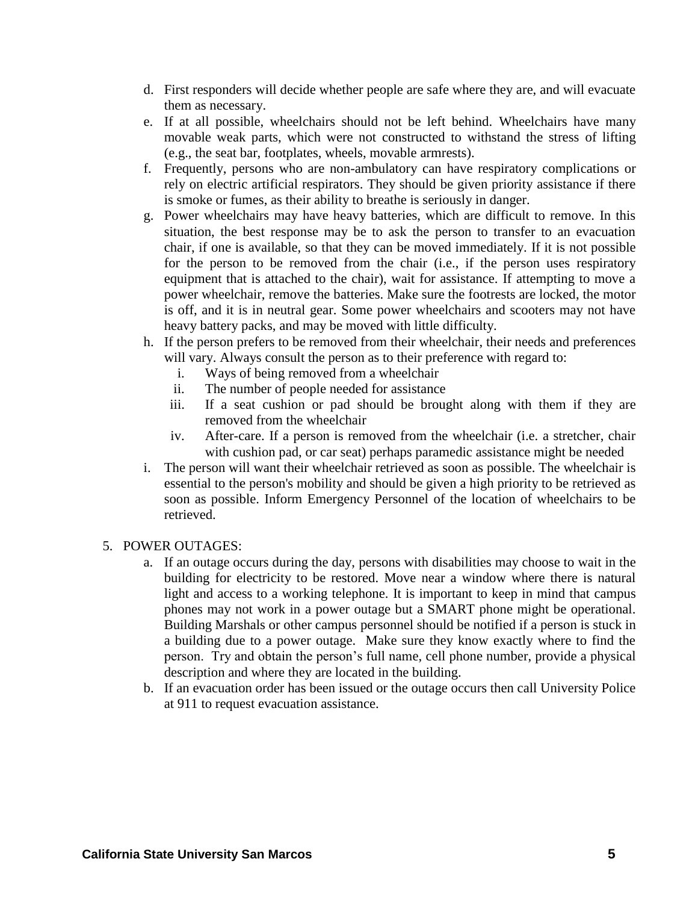d. First responders will decide whether people are safe where they are, and will evacuate them as necessary.

e. If at all possible, wheelchairs should not be left behind. Wheelchairs have many movable weak parts, which were not constructed to withstand the stress of lifting (e.g., the seat bar, footplates, wheels, movable armrests).

f. Frequently, persons who are non-ambulatory can have respiratory complications or rely on electric artificial respirators. They should be given priority assistance if there is smoke or fumes, as their ability to breathe is seriously in danger.

g. Power wheelchairs may have heavy batteries, which are difficult to remove. In this situation, the best response may be to ask the person to transfer to an evacuation chair, if one is available, so that they can be moved immediately. If it is not possible for the person to be removed from the chair (i.e., if the person uses respiratory equipment that is attached to the chair), wait for assistance. If attempting to move a power wheelchair, remove the batteries. Make sure the footrests are locked, the motor is off, and it is in neutral gear. Some power wheelchairs and scooters may not have heavy battery packs, and may be moved with little difficulty.

h. If the person prefers to be removed from their wheelchair, their needs and preferences will vary. Always consult the person as to their preference with regard to:
   i. Ways of being removed from a wheelchair
   ii. The number of people needed for assistance
   iii. If a seat cushion or pad should be brought along with them if they are removed from the wheelchair
   iv. After-care. If a person is removed from the wheelchair (i.e. a stretcher, chair with cushion pad, or car seat) perhaps paramedic assistance might be needed

i. The person will want their wheelchair retrieved as soon as possible. The wheelchair is essential to the person's mobility and should be given a high priority to be retrieved as soon as possible. Inform Emergency Personnel of the location of wheelchairs to be retrieved.

5. POWER OUTAGES:

   a. If an outage occurs during the day, persons with disabilities may choose to wait in the building for electricity to be restored. Move near a window where there is natural light and access to a working telephone. It is important to keep in mind that campus phones may not work in a power outage but a SMART phone might be operational. Building Marshals or other campus personnel should be notified if a person is stuck in a building due to a power outage. Make sure they know exactly where to find the person. Try and obtain the person's full name, cell phone number, provide a physical description and where they are located in the building.

   b. If an evacuation order has been issued or the outage occurs then call University Police at 911 to request evacuation assistance.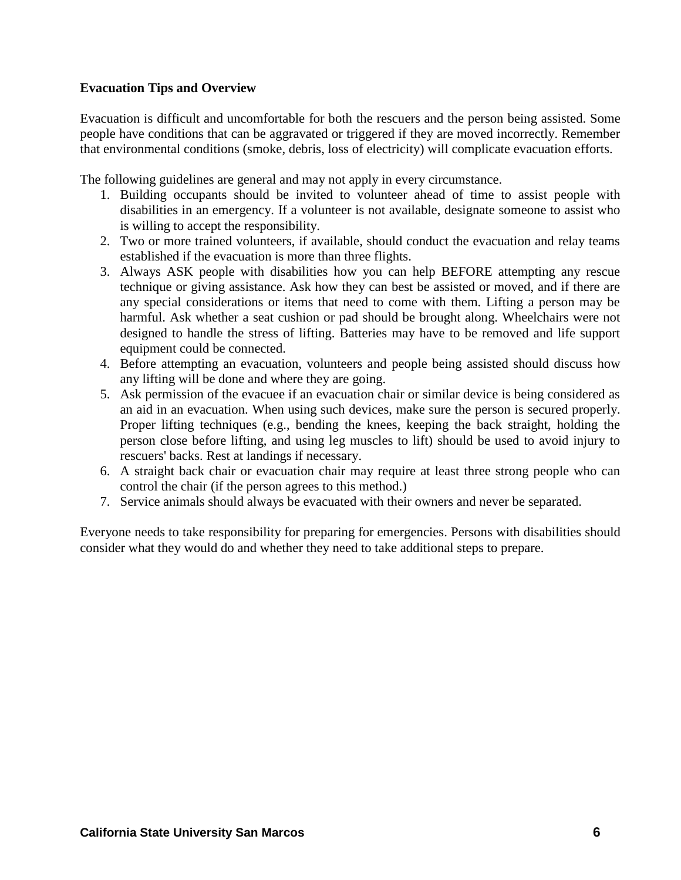**Evacuation Tips and Overview**

Evacuation is difficult and uncomfortable for both the rescuers and the person being assisted. Some people have conditions that can be aggravated or triggered if they are moved incorrectly. Remember that environmental conditions (smoke, debris, loss of electricity) will complicate evacuation efforts.

The following guidelines are general and may not apply in every circumstance.

1. Building occupants should be invited to volunteer ahead of time to assist people with disabilities in an emergency. If a volunteer is not available, designate someone to assist who is willing to accept the responsibility.
2. Two or more trained volunteers, if available, should conduct the evacuation and relay teams established if the evacuation is more than three flights.
3. Always ASK people with disabilities how you can help BEFORE attempting any rescue technique or giving assistance. Ask how they can best be assisted or moved, and if there are any special considerations or items that need to come with them. Lifting a person may be harmful. Ask whether a seat cushion or pad should be brought along. Wheelchairs were not designed to handle the stress of lifting. Batteries may have to be removed and life support equipment could be connected.
4. Before attempting an evacuation, volunteers and people being assisted should discuss how any lifting will be done and where they are going.
5. Ask permission of the evacuee if an evacuation chair or similar device is being considered as an aid in an evacuation. When using such devices, make sure the person is secured properly. Proper lifting techniques (e.g., bending the knees, keeping the back straight, holding the person close before lifting, and using leg muscles to lift) should be used to avoid injury to rescuers' backs. Rest at landings if necessary.
6. A straight back chair or evacuation chair may require at least three strong people who can control the chair (if the person agrees to this method.)
7. Service animals should always be evacuated with their owners and never be separated.

Everyone needs to take responsibility for preparing for emergencies. Persons with disabilities should consider what they would do and whether they need to take additional steps to prepare.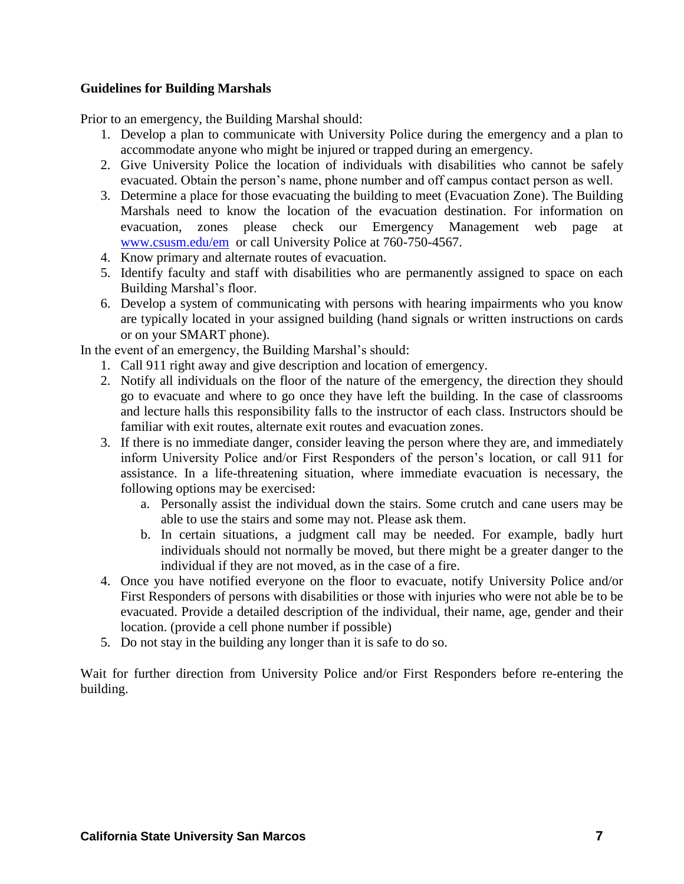**Guidelines for Building Marshals**

Prior to an emergency, the Building Marshal should:

1. Develop a plan to communicate with University Police during the emergency and a plan to accommodate anyone who might be injured or trapped during an emergency.
2. Give University Police the location of individuals with disabilities who cannot be safely evacuated. Obtain the person's name, phone number and off campus contact person as well.
3. Determine a place for those evacuating the building to meet (Evacuation Zone). The Building Marshals need to know the location of the evacuation destination. For information on evacuation, zones please check our Emergency Management web page at [www.csusm.edu/em](www.csusm.edu/em) or call University Police at 760-750-4567.
4. Know primary and alternate routes of evacuation.
5. Identify faculty and staff with disabilities who are permanently assigned to space on each Building Marshal's floor.
6. Develop a system of communicating with persons with hearing impairments who you know are typically located in your assigned building (hand signals or written instructions on cards or on your SMART phone).

In the event of an emergency, the Building Marshal's should:

1. Call 911 right away and give description and location of emergency.
2. Notify all individuals on the floor of the nature of the emergency, the direction they should go to evacuate and where to go once they have left the building. In the case of classrooms and lecture halls this responsibility falls to the instructor of each class. Instructors should be familiar with exit routes, alternate exit routes and evacuation zones.
3. If there is no immediate danger, consider leaving the person where they are, and immediately inform University Police and/or First Responders of the person's location, or call 911 for assistance. In a life-threatening situation, where immediate evacuation is necessary, the following options may be exercised:
   a. Personally assist the individual down the stairs. Some crutch and cane users may be able to use the stairs and some may not. Please ask them.
   b. In certain situations, a judgment call may be needed. For example, badly hurt individuals should not normally be moved, but there might be a greater danger to the individual if they are not moved, as in the case of a fire.
4. Once you have notified everyone on the floor to evacuate, notify University Police and/or First Responders of persons with disabilities or those with injuries who were not able be to be evacuated. Provide a detailed description of the individual, their name, age, gender and their location. (provide a cell phone number if possible)
5. Do not stay in the building any longer than it is safe to do so.

Wait for further direction from University Police and/or First Responders before re-entering the building.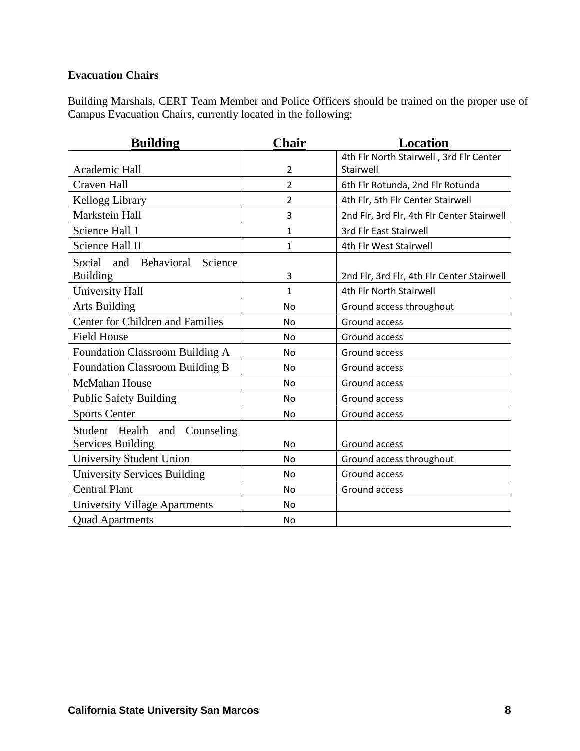**Evacuation Chairs**

Building Marshals, CERT Team Member and Police Officers should be trained on the proper use of Campus Evacuation Chairs, currently located in the following:

| Building | Chair | Location |
| --- | --- | --- |
| Academic Hall | 2 | 4th Flr North Stairwell , 3rd Flr Center Stairwell |
| Craven Hall | 2 | 6th Flr Rotunda, 2nd Flr Rotunda |
| Kellogg Library | 2 | 4th Flr, 5th Flr Center Stairwell |
| Markstein Hall | 3 | 2nd Flr, 3rd Flr, 4th Flr Center Stairwell |
| Science Hall 1 | 1 | 3rd Flr East Stairwell |
| Science Hall II | 1 | 4th Flr West Stairwell |
| Social and Behavioral Science Building | 3 | 2nd Flr, 3rd Flr, 4th Flr Center Stairwell |
| University Hall | 1 | 4th Flr North Stairwell |
| Arts Building | No | Ground access throughout |
| Center for Children and Families | No | Ground access |
| Field House | No | Ground access |
| Foundation Classroom Building A | No | Ground access |
| Foundation Classroom Building B | No | Ground access |
| McMahan House | No | Ground access |
| Public Safety Building | No | Ground access |
| Sports Center | No | Ground access |
| Student Health and Counseling Services Building | No | Ground access |
| University Student Union | No | Ground access throughout |
| University Services Building | No | Ground access |
| Central Plant | No | Ground access |
| University Village Apartments | No | |
| Quad Apartments | No | |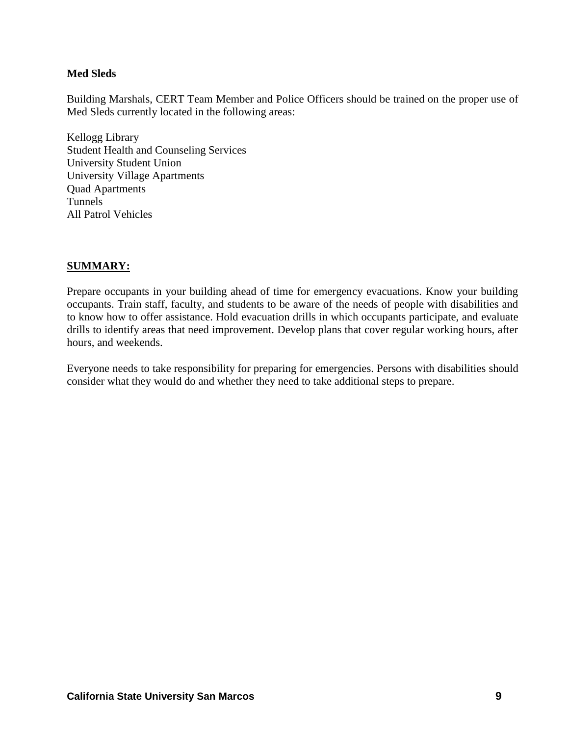**Med Sleds**

Building Marshals, CERT Team Member and Police Officers should be trained on the proper use of Med Sleds currently located in the following areas:

Kellogg Library
Student Health and Counseling Services
University Student Union
University Village Apartments
Quad Apartments
Tunnels
All Patrol Vehicles

## SUMMARY:

Prepare occupants in your building ahead of time for emergency evacuations. Know your building occupants. Train staff, faculty, and students to be aware of the needs of people with disabilities and to know how to offer assistance. Hold evacuation drills in which occupants participate, and evaluate drills to identify areas that need improvement. Develop plans that cover regular working hours, after hours, and weekends.

Everyone needs to take responsibility for preparing for emergencies. Persons with disabilities should consider what they would do and whether they need to take additional steps to prepare.